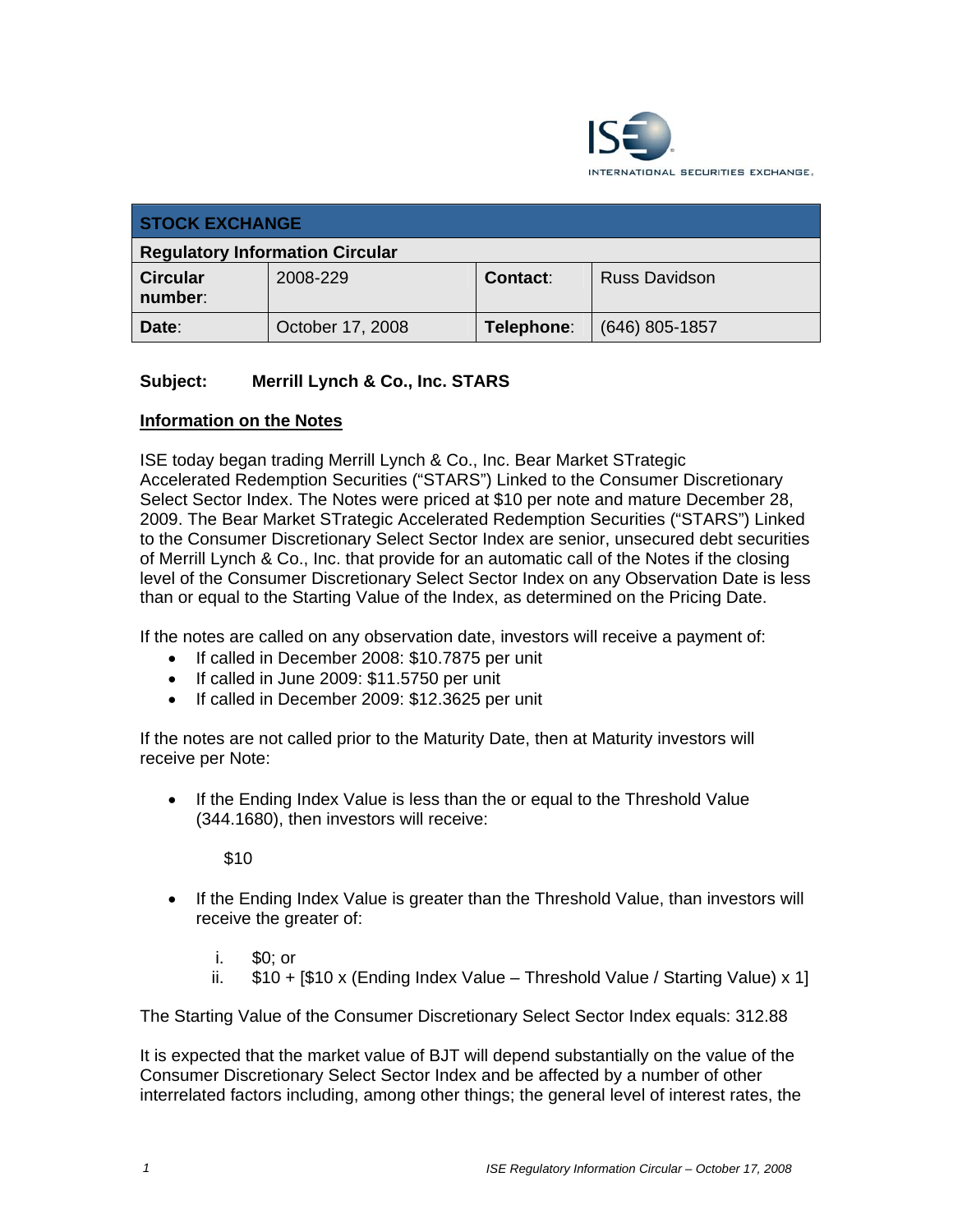| STOCK EXCHANGE | | | |
|---|---|---|---|
| **Regulatory Information Circular** | | | |
| **Circular number**: | 2008-229 | **Contact**: | Russ Davidson |
| **Date**: | October 17, 2008 | **Telephone**: | (646) 805-1857 |

**Subject: Merrill Lynch & Co., Inc. STARS**

**Information on the Notes**

ISE today began trading Merrill Lynch & Co., Inc. Bear Market STrategic Accelerated Redemption Securities ("STARS") Linked to the Consumer Discretionary Select Sector Index. The Notes were priced at $10 per note and mature December 28, 2009. The Bear Market STrategic Accelerated Redemption Securities ("STARS") Linked to the Consumer Discretionary Select Sector Index are senior, unsecured debt securities of Merrill Lynch & Co., Inc. that provide for an automatic call of the Notes if the closing level of the Consumer Discretionary Select Sector Index on any Observation Date is less than or equal to the Starting Value of the Index, as determined on the Pricing Date.

If the notes are called on any observation date, investors will receive a payment of:

- If called in December 2008: $10.7875 per unit
- If called in June 2009: $11.5750 per unit
- If called in December 2009: $12.3625 per unit

If the notes are not called prior to the Maturity Date, then at Maturity investors will receive per Note:

- If the Ending Index Value is less than the or equal to the Threshold Value (344.1680), then investors will receive:

  $10

- If the Ending Index Value is greater than the Threshold Value, than investors will receive the greater of:

  i. $0; or
  ii. $10 + [$10 x (Ending Index Value – Threshold Value / Starting Value) x 1]

The Starting Value of the Consumer Discretionary Select Sector Index equals: 312.88

It is expected that the market value of BJT will depend substantially on the value of the Consumer Discretionary Select Sector Index and be affected by a number of other interrelated factors including, among other things; the general level of interest rates, the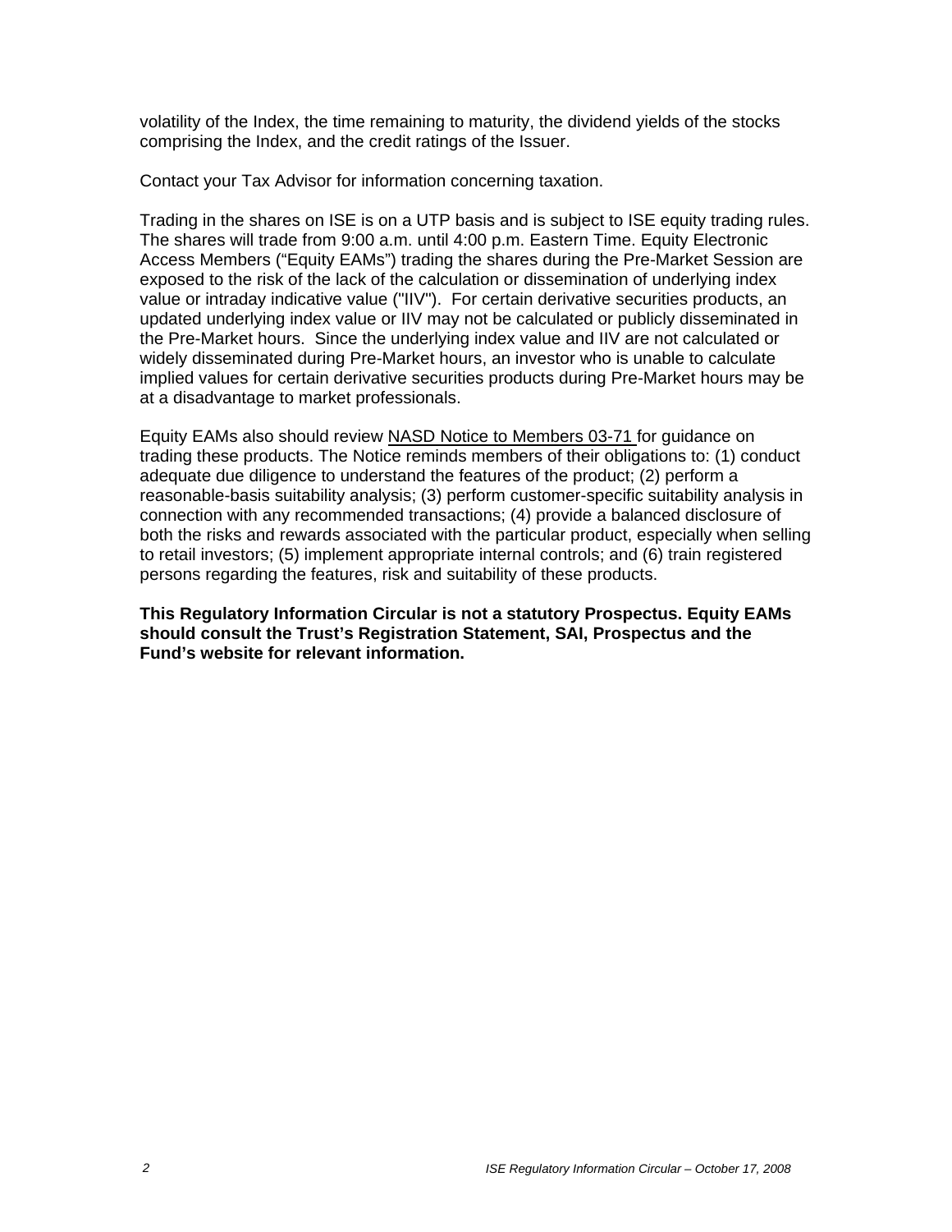volatility of the Index, the time remaining to maturity, the dividend yields of the stocks comprising the Index, and the credit ratings of the Issuer.

Contact your Tax Advisor for information concerning taxation.

Trading in the shares on ISE is on a UTP basis and is subject to ISE equity trading rules. The shares will trade from 9:00 a.m. until 4:00 p.m. Eastern Time. Equity Electronic Access Members ("Equity EAMs") trading the shares during the Pre-Market Session are exposed to the risk of the lack of the calculation or dissemination of underlying index value or intraday indicative value ("IIV"). For certain derivative securities products, an updated underlying index value or IIV may not be calculated or publicly disseminated in the Pre-Market hours. Since the underlying index value and IIV are not calculated or widely disseminated during Pre-Market hours, an investor who is unable to calculate implied values for certain derivative securities products during Pre-Market hours may be at a disadvantage to market professionals.

Equity EAMs also should review NASD Notice to Members 03-71 for guidance on trading these products. The Notice reminds members of their obligations to: (1) conduct adequate due diligence to understand the features of the product; (2) perform a reasonable-basis suitability analysis; (3) perform customer-specific suitability analysis in connection with any recommended transactions; (4) provide a balanced disclosure of both the risks and rewards associated with the particular product, especially when selling to retail investors; (5) implement appropriate internal controls; and (6) train registered persons regarding the features, risk and suitability of these products.

**This Regulatory Information Circular is not a statutory Prospectus. Equity EAMs should consult the Trust's Registration Statement, SAI, Prospectus and the Fund's website for relevant information.**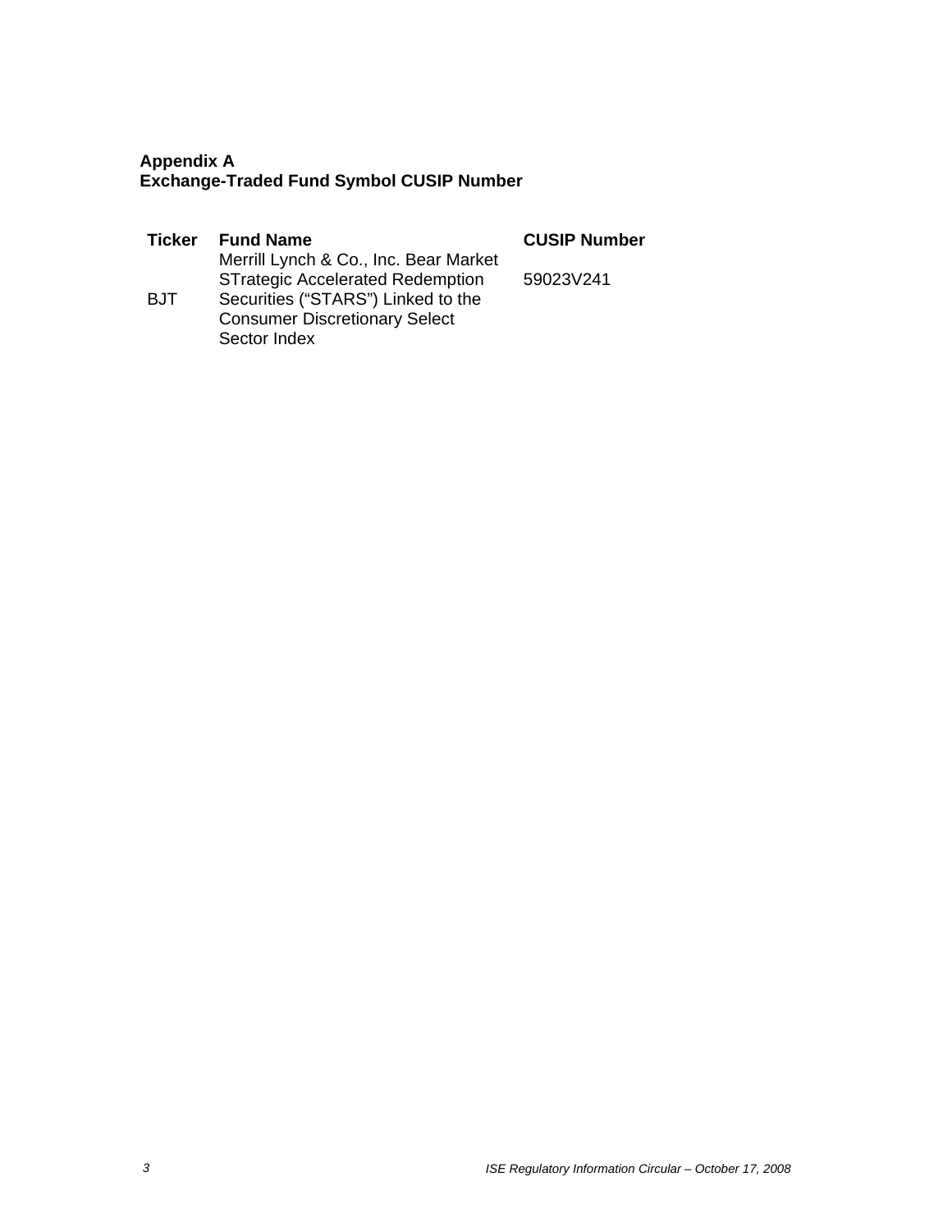**Appendix A**
**Exchange-Traded Fund Symbol CUSIP Number**

| Ticker | Fund Name | CUSIP Number |
|---|---|---|
| BJT | Merrill Lynch & Co., Inc. Bear Market STrategic Accelerated Redemption Securities (“STARS”) Linked to the Consumer Discretionary Select Sector Index | 59023V241 |